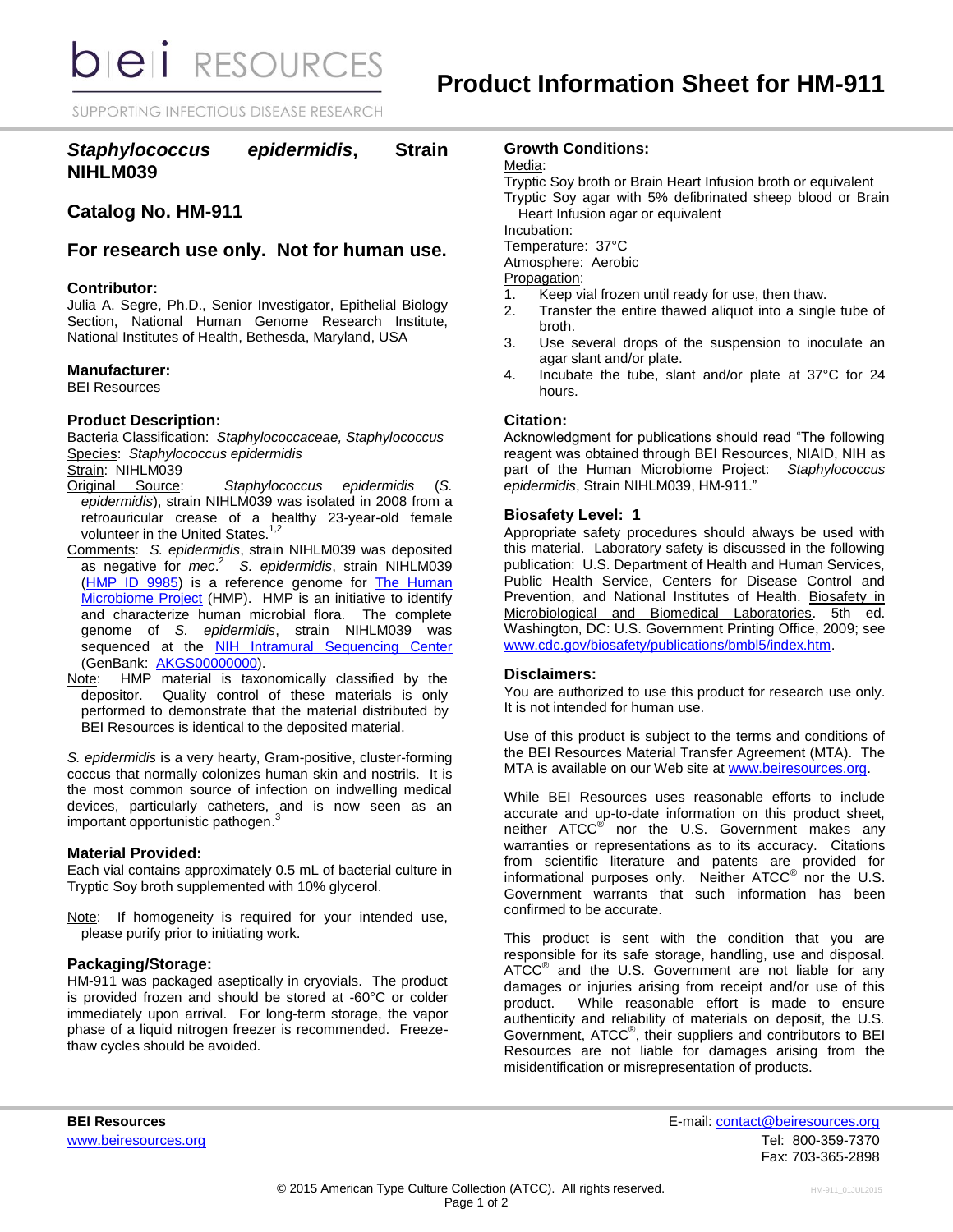# Product Information Sheet for HM-911

## *Staphylococcus epidermidis*, Strain NIHLM039

## Catalog No. HM-911

## For research use only. Not for human use.

### Contributor:

Julia A. Segre, Ph.D., Senior Investigator, Epithelial Biology Section, National Human Genome Research Institute, National Institutes of Health, Bethesda, Maryland, USA

### Manufacturer:

BEI Resources

### Product Description:

Bacteria Classification: *Staphylococcaceae, Staphylococcus*
Species: *Staphylococcus epidermidis*
Strain: NIHLM039
Original Source: *Staphylococcus epidermidis* (*S. epidermidis*), strain NIHLM039 was isolated in 2008 from a retroauricular crease of a healthy 23-year-old female volunteer in the United States.[1,2]
Comments: *S. epidermidis*, strain NIHLM039 was deposited as negative for *mec*.[2] *S. epidermidis*, strain NIHLM039 (HMP ID 9985) is a reference genome for The Human Microbiome Project (HMP). HMP is an initiative to identify and characterize human microbial flora. The complete genome of *S. epidermidis*, strain NIHLM039 was sequenced at the NIH Intramural Sequencing Center (GenBank: AKGS00000000).
Note: HMP material is taxonomically classified by the depositor. Quality control of these materials is only performed to demonstrate that the material distributed by BEI Resources is identical to the deposited material.

*S. epidermidis* is a very hearty, Gram-positive, cluster-forming coccus that normally colonizes human skin and nostrils. It is the most common source of infection on indwelling medical devices, particularly catheters, and is now seen as an important opportunistic pathogen.[3]

### Material Provided:

Each vial contains approximately 0.5 mL of bacterial culture in Tryptic Soy broth supplemented with 10% glycerol.

Note: If homogeneity is required for your intended use, please purify prior to initiating work.

### Packaging/Storage:

HM-911 was packaged aseptically in cryovials. The product is provided frozen and should be stored at -60°C or colder immediately upon arrival. For long-term storage, the vapor phase of a liquid nitrogen freezer is recommended. Freeze-thaw cycles should be avoided.

### Growth Conditions:

Media:
Tryptic Soy broth or Brain Heart Infusion broth or equivalent
Tryptic Soy agar with 5% defibrinated sheep blood or Brain Heart Infusion agar or equivalent
Incubation:
Temperature: 37°C
Atmosphere: Aerobic
Propagation:

1. Keep vial frozen until ready for use, then thaw.
2. Transfer the entire thawed aliquot into a single tube of broth.
3. Use several drops of the suspension to inoculate an agar slant and/or plate.
4. Incubate the tube, slant and/or plate at 37°C for 24 hours.

### Citation:

Acknowledgment for publications should read "The following reagent was obtained through BEI Resources, NIAID, NIH as part of the Human Microbiome Project: *Staphylococcus epidermidis*, Strain NIHLM039, HM-911."

### Biosafety Level: 1

Appropriate safety procedures should always be used with this material. Laboratory safety is discussed in the following publication: U.S. Department of Health and Human Services, Public Health Service, Centers for Disease Control and Prevention, and National Institutes of Health. Biosafety in Microbiological and Biomedical Laboratories. 5th ed. Washington, DC: U.S. Government Printing Office, 2009; see www.cdc.gov/biosafety/publications/bmbl5/index.htm.

### Disclaimers:

You are authorized to use this product for research use only. It is not intended for human use.

Use of this product is subject to the terms and conditions of the BEI Resources Material Transfer Agreement (MTA). The MTA is available on our Web site at www.beiresources.org.

While BEI Resources uses reasonable efforts to include accurate and up-to-date information on this product sheet, neither ATCC® nor the U.S. Government makes any warranties or representations as to its accuracy. Citations from scientific literature and patents are provided for informational purposes only. Neither ATCC® nor the U.S. Government warrants that such information has been confirmed to be accurate.

This product is sent with the condition that you are responsible for its safe storage, handling, use and disposal. ATCC® and the U.S. Government are not liable for any damages or injuries arising from receipt and/or use of this product. While reasonable effort is made to ensure authenticity and reliability of materials on deposit, the U.S. Government, ATCC®, their suppliers and contributors to BEI Resources are not liable for damages arising from the misidentification or misrepresentation of products.

**BEI Resources**
www.beiresources.org

E-mail: contact@beiresources.org
Tel: 800-359-7370
Fax: 703-365-2898

© 2015 American Type Culture Collection (ATCC). All rights reserved.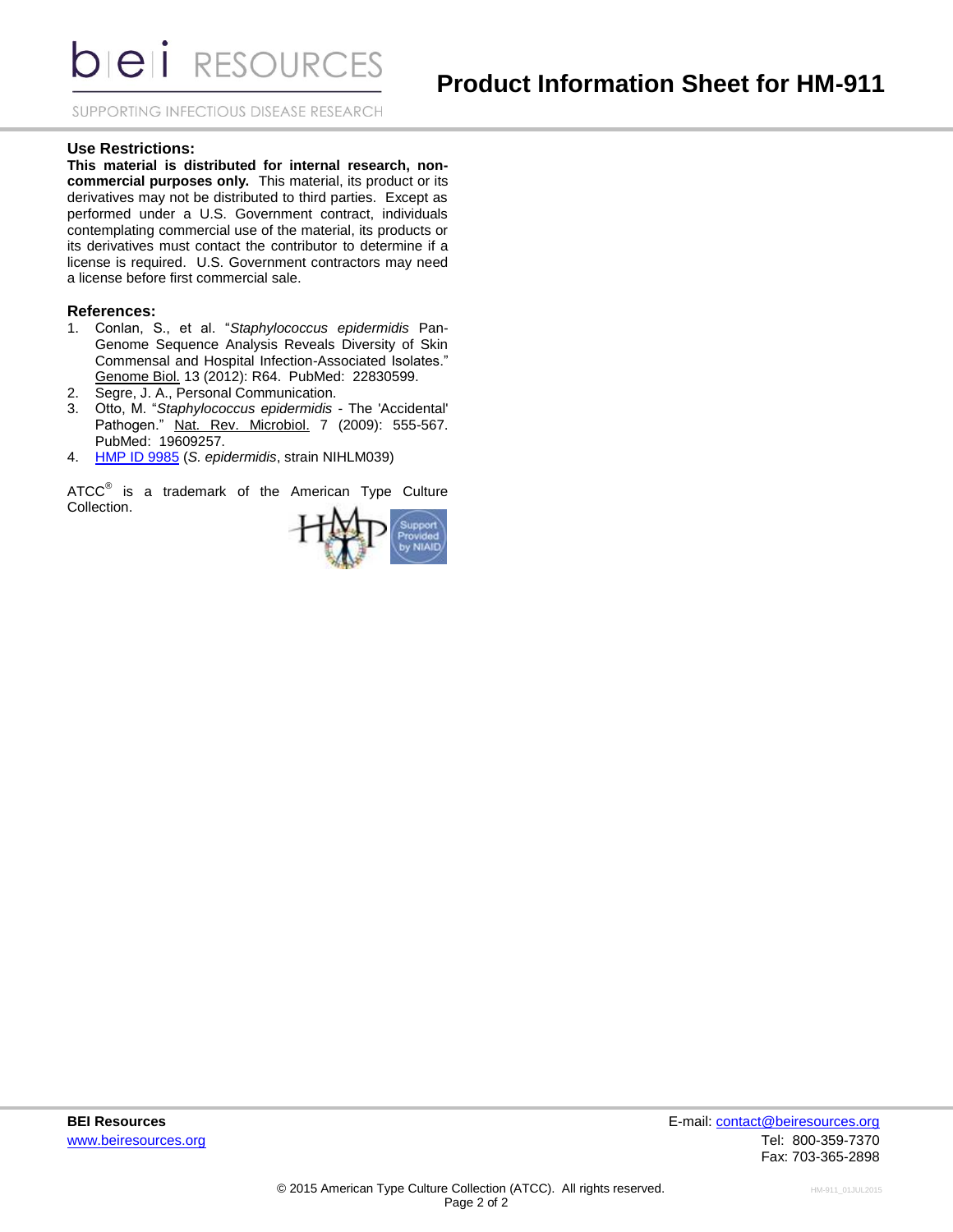### Use Restrictions:

**This material is distributed for internal research, non-commercial purposes only.** This material, its product or its derivatives may not be distributed to third parties. Except as performed under a U.S. Government contract, individuals contemplating commercial use of the material, its products or its derivatives must contact the contributor to determine if a license is required. U.S. Government contractors may need a license before first commercial sale.

### References:

1. Conlan, S., et al. "*Staphylococcus epidermidis* Pan-Genome Sequence Analysis Reveals Diversity of Skin Commensal and Hospital Infection-Associated Isolates." Genome Biol. 13 (2012): R64. PubMed: 22830599.
2. Segre, J. A., Personal Communication.
3. Otto, M. "*Staphylococcus epidermidis* - The 'Accidental' Pathogen." Nat. Rev. Microbiol. 7 (2009): 555-567. PubMed: 19609257.
4. HMP ID 9985 (*S. epidermidis*, strain NIHLM039)

ATCC® is a trademark of the American Type Culture Collection.

**BEI Resources**
www.beiresources.org

E-mail: contact@beiresources.org
Tel: 800-359-7370
Fax: 703-365-2898

© 2015 American Type Culture Collection (ATCC). All rights reserved.